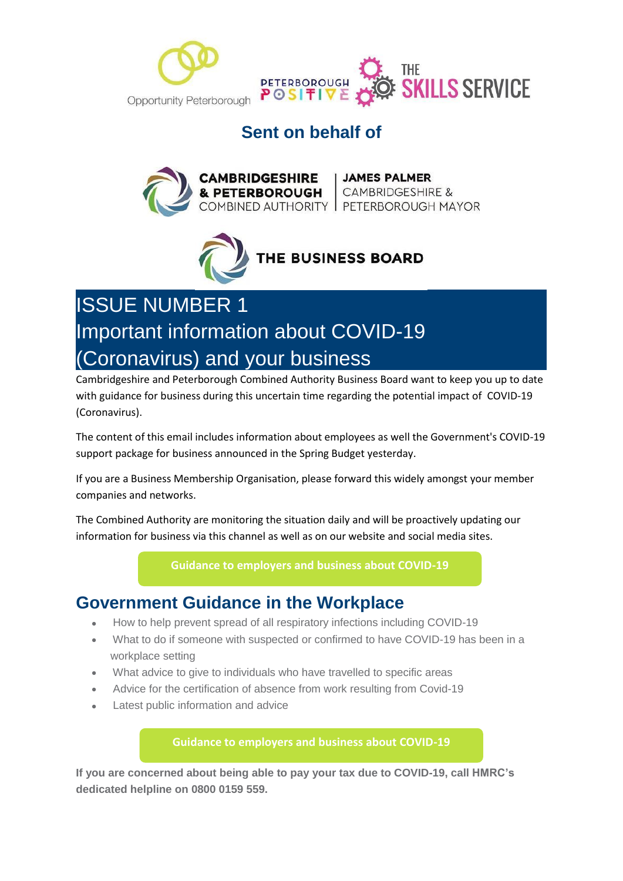Opportunity Peterborough

PETERBOROUGH POSITIVE

THE SKILLS SERVICE

## Sent on behalf of

CAMBRIDGESHIRE & PETERBOROUGH COMBINED AUTHORITY | JAMES PALMER CAMBRIDGESHIRE & PETERBOROUGH MAYOR

THE BUSINESS BOARD

# ISSUE NUMBER 1
# Important information about COVID-19 (Coronavirus) and your business

Cambridgeshire and Peterborough Combined Authority Business Board want to keep you up to date with guidance for business during this uncertain time regarding the potential impact of COVID-19 (Coronavirus).

The content of this email includes information about employees as well the Government's COVID-19 support package for business announced in the Spring Budget yesterday.

If you are a Business Membership Organisation, please forward this widely amongst your member companies and networks.

The Combined Authority are monitoring the situation daily and will be proactively updating our information for business via this channel as well as on our website and social media sites.

**Guidance to employers and business about COVID-19**

## Government Guidance in the Workplace

- How to help prevent spread of all respiratory infections including COVID-19
- What to do if someone with suspected or confirmed to have COVID-19 has been in a workplace setting
- What advice to give to individuals who have travelled to specific areas
- Advice for the certification of absence from work resulting from Covid-19
- Latest public information and advice

**Guidance to employers and business about COVID-19**

**If you are concerned about being able to pay your tax due to COVID-19, call HMRC's dedicated helpline on 0800 0159 559.**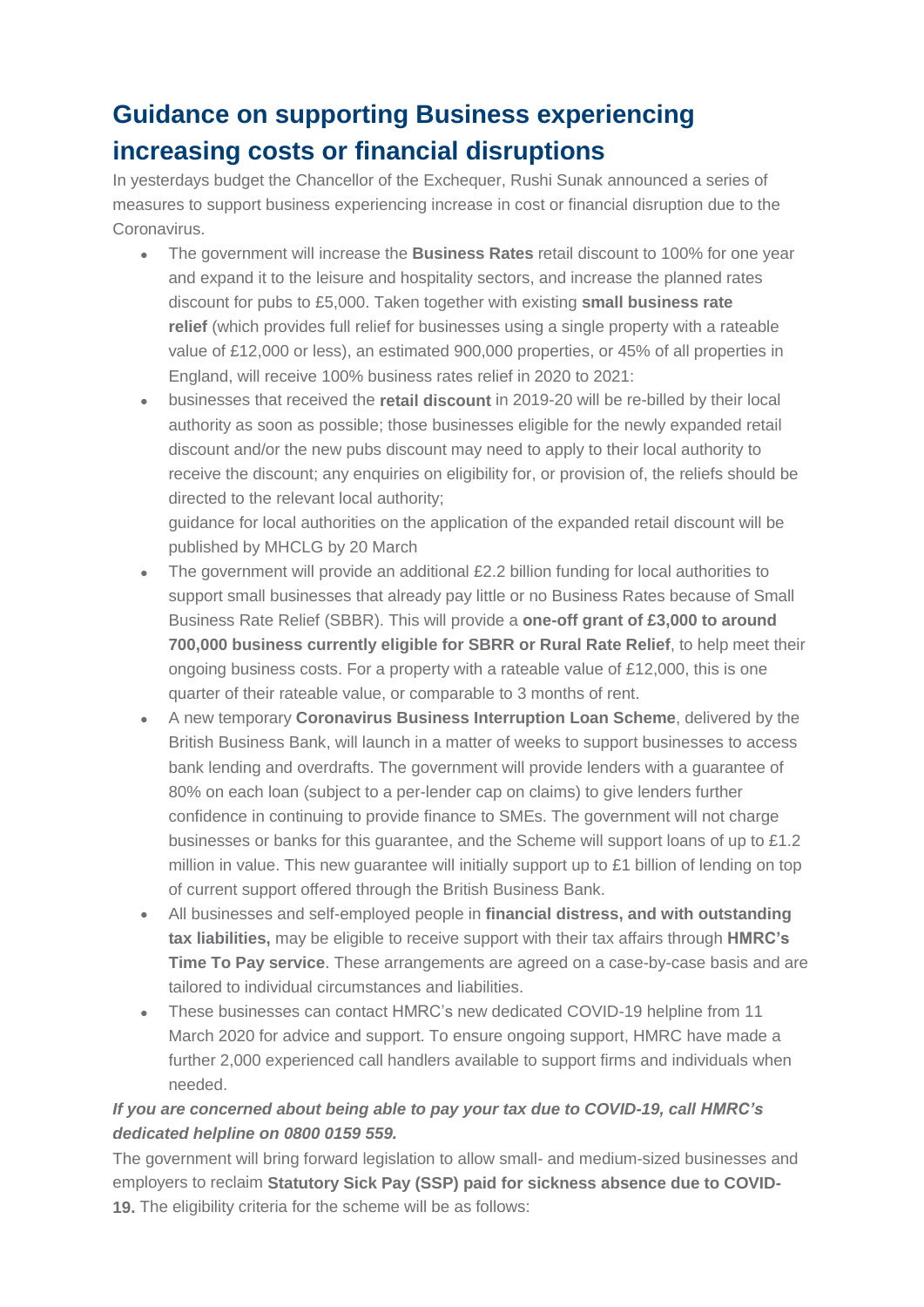## Guidance on supporting Business experiencing increasing costs or financial disruptions

In yesterdays budget the Chancellor of the Exchequer, Rushi Sunak announced a series of measures to support business experiencing increase in cost or financial disruption due to the Coronavirus.

- The government will increase the **Business Rates** retail discount to 100% for one year and expand it to the leisure and hospitality sectors, and increase the planned rates discount for pubs to £5,000. Taken together with existing **small business rate relief** (which provides full relief for businesses using a single property with a rateable value of £12,000 or less), an estimated 900,000 properties, or 45% of all properties in England, will receive 100% business rates relief in 2020 to 2021:
- businesses that received the **retail discount** in 2019-20 will be re-billed by their local authority as soon as possible; those businesses eligible for the newly expanded retail discount and/or the new pubs discount may need to apply to their local authority to receive the discount; any enquiries on eligibility for, or provision of, the reliefs should be directed to the relevant local authority;

  guidance for local authorities on the application of the expanded retail discount will be published by MHCLG by 20 March
- The government will provide an additional £2.2 billion funding for local authorities to support small businesses that already pay little or no Business Rates because of Small Business Rate Relief (SBBR). This will provide a **one-off grant of £3,000 to around 700,000 business currently eligible for SBRR or Rural Rate Relief**, to help meet their ongoing business costs. For a property with a rateable value of £12,000, this is one quarter of their rateable value, or comparable to 3 months of rent.
- A new temporary **Coronavirus Business Interruption Loan Scheme**, delivered by the British Business Bank, will launch in a matter of weeks to support businesses to access bank lending and overdrafts. The government will provide lenders with a guarantee of 80% on each loan (subject to a per-lender cap on claims) to give lenders further confidence in continuing to provide finance to SMEs. The government will not charge businesses or banks for this guarantee, and the Scheme will support loans of up to £1.2 million in value. This new guarantee will initially support up to £1 billion of lending on top of current support offered through the British Business Bank.
- All businesses and self-employed people in **financial distress, and with outstanding tax liabilities,** may be eligible to receive support with their tax affairs through **HMRC's Time To Pay service**. These arrangements are agreed on a case-by-case basis and are tailored to individual circumstances and liabilities.
- These businesses can contact HMRC's new dedicated COVID-19 helpline from 11 March 2020 for advice and support. To ensure ongoing support, HMRC have made a further 2,000 experienced call handlers available to support firms and individuals when needed.

***If you are concerned about being able to pay your tax due to COVID-19, call HMRC's dedicated helpline on 0800 0159 559.***

The government will bring forward legislation to allow small- and medium-sized businesses and employers to reclaim **Statutory Sick Pay (SSP) paid for sickness absence due to COVID-19.** The eligibility criteria for the scheme will be as follows: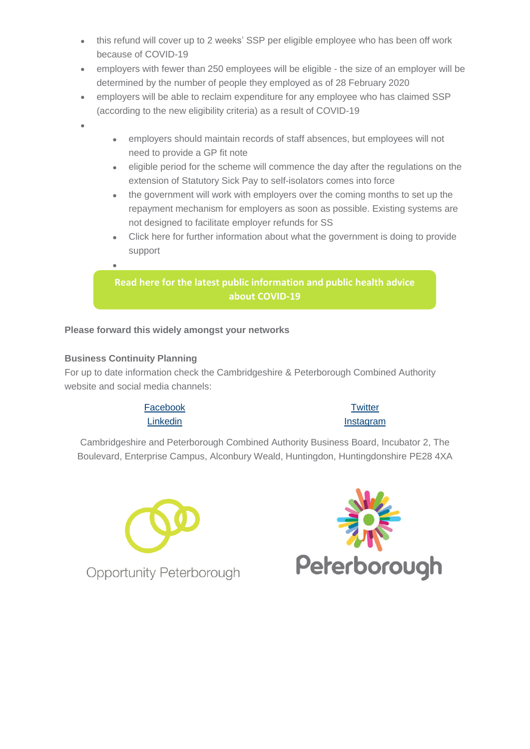- this refund will cover up to 2 weeks' SSP per eligible employee who has been off work because of COVID-19
- employers with fewer than 250 employees will be eligible - the size of an employer will be determined by the number of people they employed as of 28 February 2020
- employers will be able to reclaim expenditure for any employee who has claimed SSP (according to the new eligibility criteria) as a result of COVID-19
- 
    - employers should maintain records of staff absences, but employees will not need to provide a GP fit note
    - eligible period for the scheme will commence the day after the regulations on the extension of Statutory Sick Pay to self-isolators comes into force
    - the government will work with employers over the coming months to set up the repayment mechanism for employers as soon as possible. Existing systems are not designed to facilitate employer refunds for SS
    - Click here for further information about what the government is doing to provide support
    - 

**Read here for the latest public information and public health advice about COVID-19**

**Please forward this widely amongst your networks**

**Business Continuity Planning**
For up to date information check the Cambridgeshire & Peterborough Combined Authority website and social media channels:

[Facebook](#) [Twitter](#)
[Linkedin](#) [Instagram](#)

Cambridgeshire and Peterborough Combined Authority Business Board, Incubator 2, The Boulevard, Enterprise Campus, Alconbury Weald, Huntingdon, Huntingdonshire PE28 4XA

Opportunity Peterborough

Peterborough